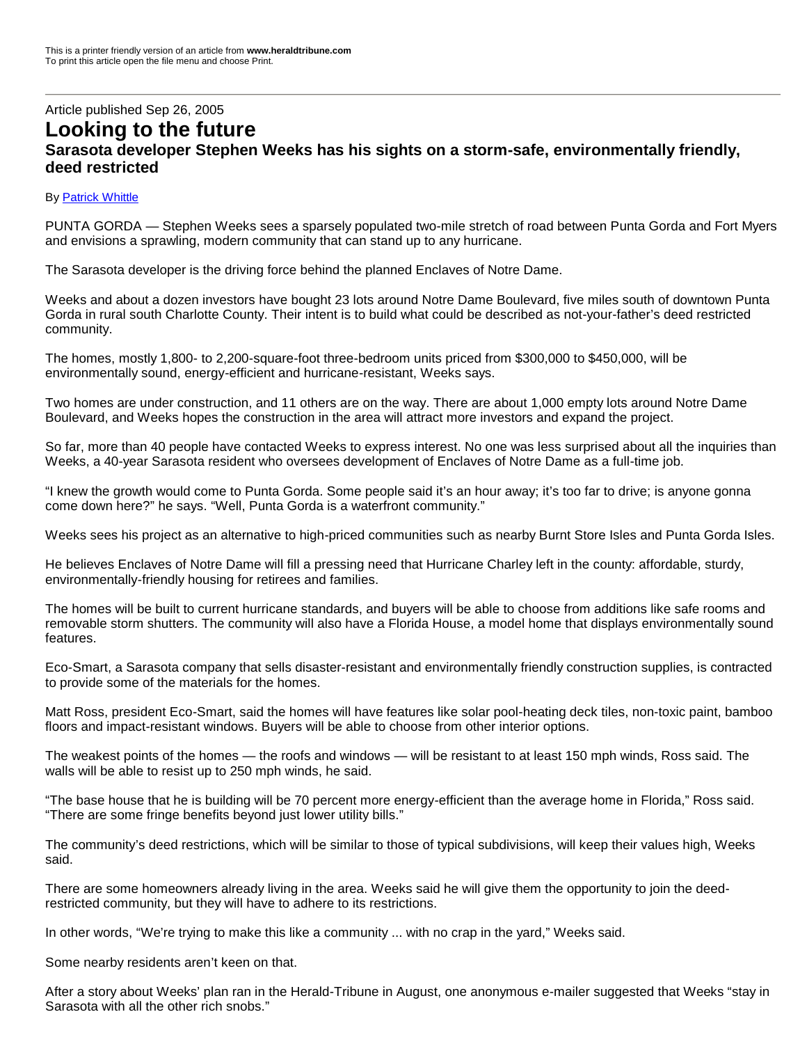This is a printer friendly version of an article from **www.heraldtribune.com**
To print this article open the file menu and choose Print.

---

Article published Sep 26, 2005

# Looking to the future

## Sarasota developer Stephen Weeks has his sights on a storm-safe, environmentally friendly, deed restricted

By [Patrick Whittle]

PUNTA GORDA — Stephen Weeks sees a sparsely populated two-mile stretch of road between Punta Gorda and Fort Myers and envisions a sprawling, modern community that can stand up to any hurricane.

The Sarasota developer is the driving force behind the planned Enclaves of Notre Dame.

Weeks and about a dozen investors have bought 23 lots around Notre Dame Boulevard, five miles south of downtown Punta Gorda in rural south Charlotte County. Their intent is to build what could be described as not-your-father's deed restricted community.

The homes, mostly 1,800- to 2,200-square-foot three-bedroom units priced from $300,000 to $450,000, will be environmentally sound, energy-efficient and hurricane-resistant, Weeks says.

Two homes are under construction, and 11 others are on the way. There are about 1,000 empty lots around Notre Dame Boulevard, and Weeks hopes the construction in the area will attract more investors and expand the project.

So far, more than 40 people have contacted Weeks to express interest. No one was less surprised about all the inquiries than Weeks, a 40-year Sarasota resident who oversees development of Enclaves of Notre Dame as a full-time job.

"I knew the growth would come to Punta Gorda. Some people said it's an hour away; it's too far to drive; is anyone gonna come down here?" he says. "Well, Punta Gorda is a waterfront community."

Weeks sees his project as an alternative to high-priced communities such as nearby Burnt Store Isles and Punta Gorda Isles.

He believes Enclaves of Notre Dame will fill a pressing need that Hurricane Charley left in the county: affordable, sturdy, environmentally-friendly housing for retirees and families.

The homes will be built to current hurricane standards, and buyers will be able to choose from additions like safe rooms and removable storm shutters. The community will also have a Florida House, a model home that displays environmentally sound features.

Eco-Smart, a Sarasota company that sells disaster-resistant and environmentally friendly construction supplies, is contracted to provide some of the materials for the homes.

Matt Ross, president Eco-Smart, said the homes will have features like solar pool-heating deck tiles, non-toxic paint, bamboo floors and impact-resistant windows. Buyers will be able to choose from other interior options.

The weakest points of the homes — the roofs and windows — will be resistant to at least 150 mph winds, Ross said. The walls will be able to resist up to 250 mph winds, he said.

"The base house that he is building will be 70 percent more energy-efficient than the average home in Florida," Ross said. "There are some fringe benefits beyond just lower utility bills."

The community's deed restrictions, which will be similar to those of typical subdivisions, will keep their values high, Weeks said.

There are some homeowners already living in the area. Weeks said he will give them the opportunity to join the deed-restricted community, but they will have to adhere to its restrictions.

In other words, "We're trying to make this like a community ... with no crap in the yard," Weeks said.

Some nearby residents aren't keen on that.

After a story about Weeks' plan ran in the Herald-Tribune in August, one anonymous e-mailer suggested that Weeks "stay in Sarasota with all the other rich snobs."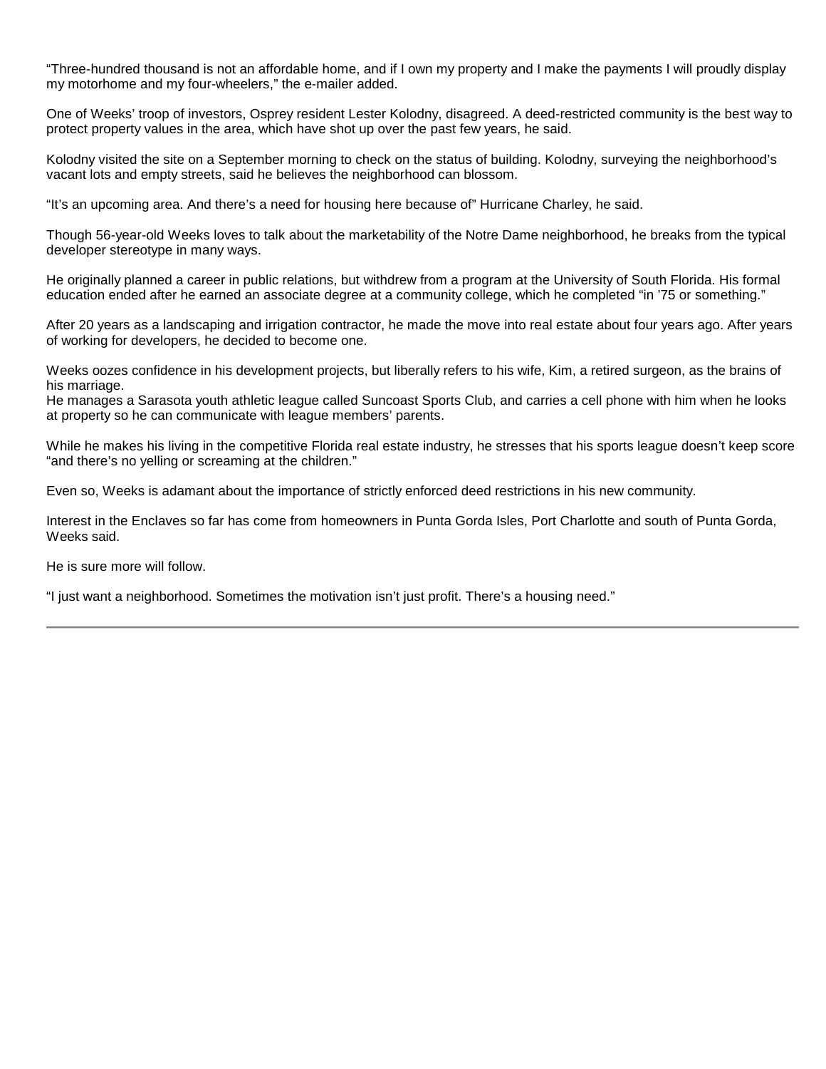“Three-hundred thousand is not an affordable home, and if I own my property and I make the payments I will proudly display my motorhome and my four-wheelers,” the e-mailer added.

One of Weeks’ troop of investors, Osprey resident Lester Kolodny, disagreed. A deed-restricted community is the best way to protect property values in the area, which have shot up over the past few years, he said.

Kolodny visited the site on a September morning to check on the status of building. Kolodny, surveying the neighborhood’s vacant lots and empty streets, said he believes the neighborhood can blossom.

“It’s an upcoming area. And there’s a need for housing here because of” Hurricane Charley, he said.

Though 56-year-old Weeks loves to talk about the marketability of the Notre Dame neighborhood, he breaks from the typical developer stereotype in many ways.

He originally planned a career in public relations, but withdrew from a program at the University of South Florida. His formal education ended after he earned an associate degree at a community college, which he completed “in ’75 or something.”

After 20 years as a landscaping and irrigation contractor, he made the move into real estate about four years ago. After years of working for developers, he decided to become one.

Weeks oozes confidence in his development projects, but liberally refers to his wife, Kim, a retired surgeon, as the brains of his marriage.
He manages a Sarasota youth athletic league called Suncoast Sports Club, and carries a cell phone with him when he looks at property so he can communicate with league members’ parents.

While he makes his living in the competitive Florida real estate industry, he stresses that his sports league doesn’t keep score “and there’s no yelling or screaming at the children.”

Even so, Weeks is adamant about the importance of strictly enforced deed restrictions in his new community.

Interest in the Enclaves so far has come from homeowners in Punta Gorda Isles, Port Charlotte and south of Punta Gorda, Weeks said.

He is sure more will follow.

“I just want a neighborhood. Sometimes the motivation isn’t just profit. There’s a housing need.”

---